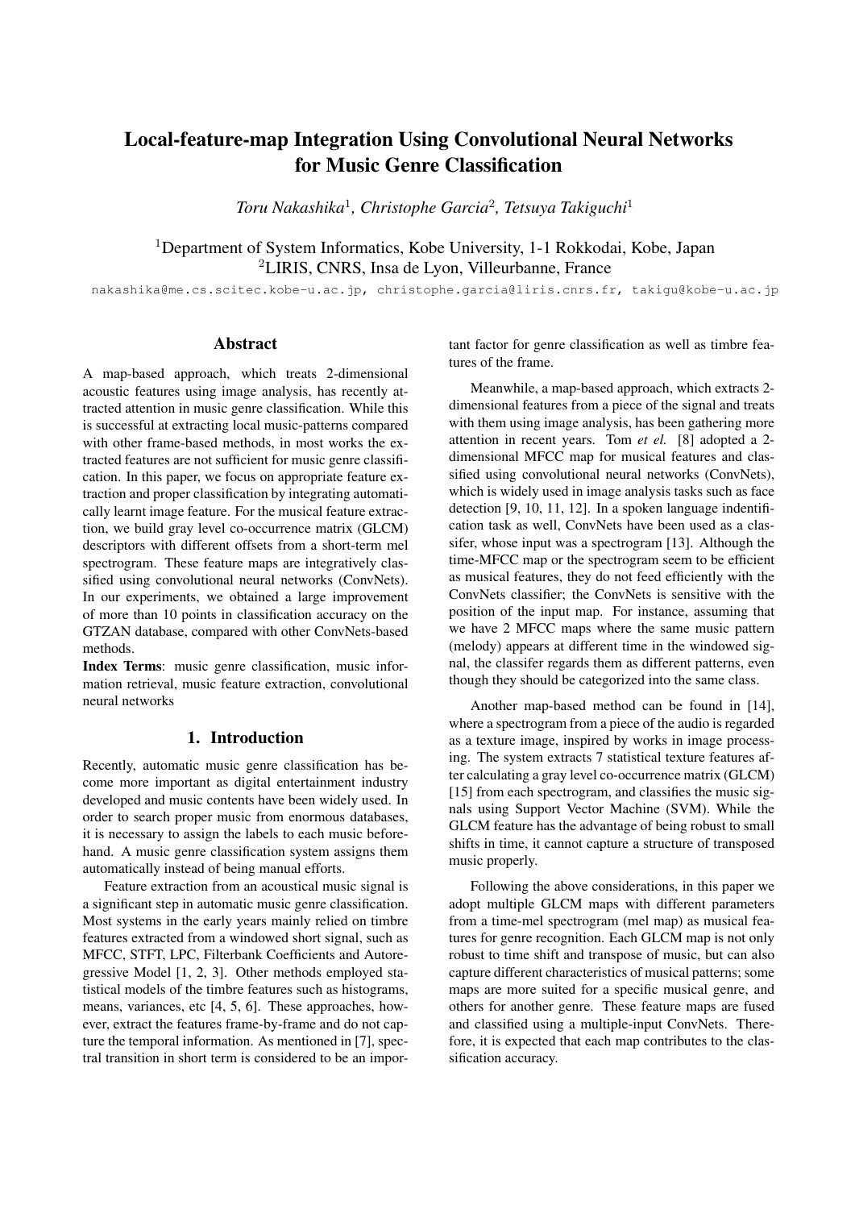# Local-feature-map Integration Using Convolutional Neural Networks for Music Genre Classification

*Toru Nakashika*[1], *Christophe Garcia*[2], *Tetsuya Takiguchi*[1]

[1]Department of System Informatics, Kobe University, 1-1 Rokkodai, Kobe, Japan
[2]LIRIS, CNRS, Insa de Lyon, Villeurbanne, France

nakashika@me.cs.scitec.kobe-u.ac.jp, christophe.garcia@liris.cnrs.fr, takigu@kobe-u.ac.jp

## Abstract

A map-based approach, which treats 2-dimensional acoustic features using image analysis, has recently attracted attention in music genre classification. While this is successful at extracting local music-patterns compared with other frame-based methods, in most works the extracted features are not sufficient for music genre classification. In this paper, we focus on appropriate feature extraction and proper classification by integrating automatically learnt image feature. For the musical feature extraction, we build gray level co-occurrence matrix (GLCM) descriptors with different offsets from a short-term mel spectrogram. These feature maps are integratively classified using convolutional neural networks (ConvNets). In our experiments, we obtained a large improvement of more than 10 points in classification accuracy on the GTZAN database, compared with other ConvNets-based methods.

**Index Terms**: music genre classification, music information retrieval, music feature extraction, convolutional neural networks

## 1. Introduction

Recently, automatic music genre classification has become more important as digital entertainment industry developed and music contents have been widely used. In order to search proper music from enormous databases, it is necessary to assign the labels to each music beforehand. A music genre classification system assigns them automatically instead of being manual efforts.

Feature extraction from an acoustical music signal is a significant step in automatic music genre classification. Most systems in the early years mainly relied on timbre features extracted from a windowed short signal, such as MFCC, STFT, LPC, Filterbank Coefficients and Autoregressive Model [1, 2, 3]. Other methods employed statistical models of the timbre features such as histograms, means, variances, etc [4, 5, 6]. These approaches, however, extract the features frame-by-frame and do not capture the temporal information. As mentioned in [7], spectral transition in short term is considered to be an important factor for genre classification as well as timbre features of the frame.

Meanwhile, a map-based approach, which extracts 2-dimensional features from a piece of the signal and treats with them using image analysis, has been gathering more attention in recent years. Tom *et al.* [8] adopted a 2-dimensional MFCC map for musical features and classified using convolutional neural networks (ConvNets), which is widely used in image analysis tasks such as face detection [9, 10, 11, 12]. In a spoken language indentification task as well, ConvNets have been used as a classifer, whose input was a spectrogram [13]. Although the time-MFCC map or the spectrogram seem to be efficient as musical features, they do not feed efficiently with the ConvNets classifier; the ConvNets is sensitive with the position of the input map. For instance, assuming that we have 2 MFCC maps where the same music pattern (melody) appears at different time in the windowed signal, the classifer regards them as different patterns, even though they should be categorized into the same class.

Another map-based method can be found in [14], where a spectrogram from a piece of the audio is regarded as a texture image, inspired by works in image processing. The system extracts 7 statistical texture features after calculating a gray level co-occurrence matrix (GLCM) [15] from each spectrogram, and classifies the music signals using Support Vector Machine (SVM). While the GLCM feature has the advantage of being robust to small shifts in time, it cannot capture a structure of transposed music properly.

Following the above considerations, in this paper we adopt multiple GLCM maps with different parameters from a time-mel spectrogram (mel map) as musical features for genre recognition. Each GLCM map is not only robust to time shift and transpose of music, but can also capture different characteristics of musical patterns; some maps are more suited for a specific musical genre, and others for another genre. These feature maps are fused and classified using a multiple-input ConvNets. Therefore, it is expected that each map contributes to the classification accuracy.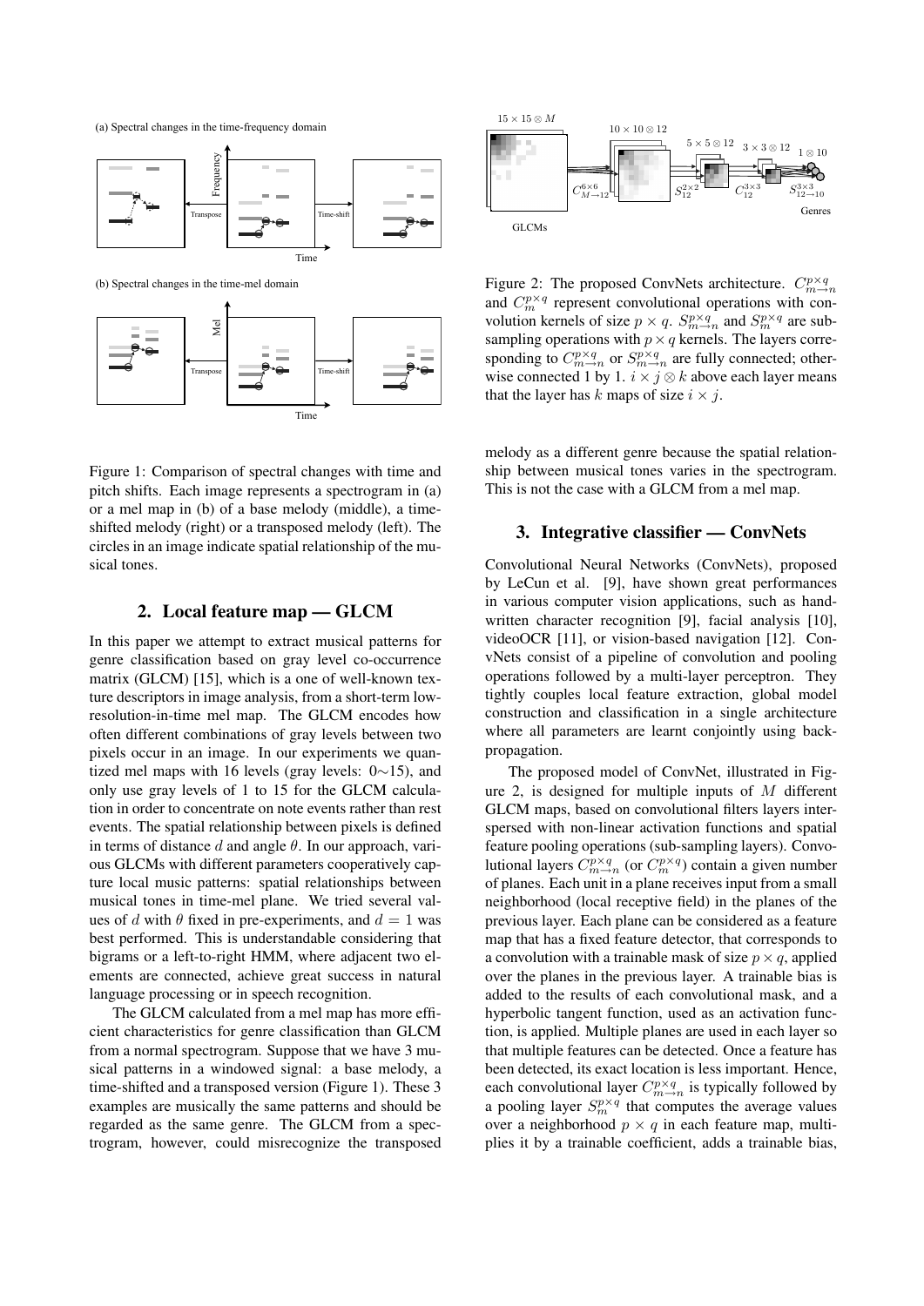Figure 1: Comparison of spectral changes with time and pitch shifts. Each image represents a spectrogram in (a) or a mel map in (b) of a base melody (middle), a time-shifted melody (right) or a transposed melody (left). The circles in an image indicate spatial relationship of the musical tones.

## 2. Local feature map — GLCM

In this paper we attempt to extract musical patterns for genre classification based on gray level co-occurrence matrix (GLCM) [15], which is a one of well-known texture descriptors in image analysis, from a short-term low-resolution-in-time mel map. The GLCM encodes how often different combinations of gray levels between two pixels occur in an image. In our experiments we quantized mel maps with 16 levels (gray levels: 0∼15), and only use gray levels of 1 to 15 for the GLCM calculation in order to concentrate on note events rather than rest events. The spatial relationship between pixels is defined in terms of distance $d$ and angle $\theta$. In our approach, various GLCMs with different parameters cooperatively capture local music patterns: spatial relationships between musical tones in time-mel plane. We tried several values of $d$ with $\theta$ fixed in pre-experiments, and $d = 1$ was best performed. This is understandable considering that bigrams or a left-to-right HMM, where adjacent two elements are connected, achieve great success in natural language processing or in speech recognition.

The GLCM calculated from a mel map has more efficient characteristics for genre classification than GLCM from a normal spectrogram. Suppose that we have 3 musical patterns in a windowed signal: a base melody, a time-shifted and a transposed version (Figure 1). These 3 examples are musically the same patterns and should be regarded as the same genre. The GLCM from a spectrogram, however, could misrecognize the transposed melody as a different genre because the spatial relationship between musical tones varies in the spectrogram. This is not the case with a GLCM from a mel map.

Figure 2: The proposed ConvNets architecture. $C^{p\times q}_{m\to n}$ and $C^{p\times q}_{m}$ represent convolutional operations with convolution kernels of size $p \times q$. $S^{p\times q}_{m\to n}$ and $S^{p\times q}_{m}$ are subsampling operations with $p \times q$ kernels. The layers corresponding to $C^{p\times q}_{m\to n}$ or $S^{p\times q}_{m\to n}$ are fully connected; otherwise connected 1 by 1. $i \times j \otimes k$ above each layer means that the layer has $k$ maps of size $i \times j$.

## 3. Integrative classifier — ConvNets

Convolutional Neural Networks (ConvNets), proposed by LeCun et al. [9], have shown great performances in various computer vision applications, such as handwritten character recognition [9], facial analysis [10], videoOCR [11], or vision-based navigation [12]. ConvNets consist of a pipeline of convolution and pooling operations followed by a multi-layer perceptron. They tightly couples local feature extraction, global model construction and classification in a single architecture where all parameters are learnt conjointly using back-propagation.

The proposed model of ConvNet, illustrated in Figure 2, is designed for multiple inputs of $M$ different GLCM maps, based on convolutional filters layers interspersed with non-linear activation functions and spatial feature pooling operations (sub-sampling layers). Convolutional layers $C^{p\times q}_{m\to n}$ (or $C^{p\times q}_{m}$) contain a given number of planes. Each unit in a plane receives input from a small neighborhood (local receptive field) in the planes of the previous layer. Each plane can be considered as a feature map that has a fixed feature detector, that corresponds to a convolution with a trainable mask of size $p \times q$, applied over the planes in the previous layer. A trainable bias is added to the results of each convolutional mask, and a hyperbolic tangent function, used as an activation function, is applied. Multiple planes are used in each layer so that multiple features can be detected. Once a feature has been detected, its exact location is less important. Hence, each convolutional layer $C^{p\times q}_{m\to n}$ is typically followed by a pooling layer $S^{p\times q}_{m}$ that computes the average values over a neighborhood $p \times q$ in each feature map, multiplies it by a trainable coefficient, adds a trainable bias,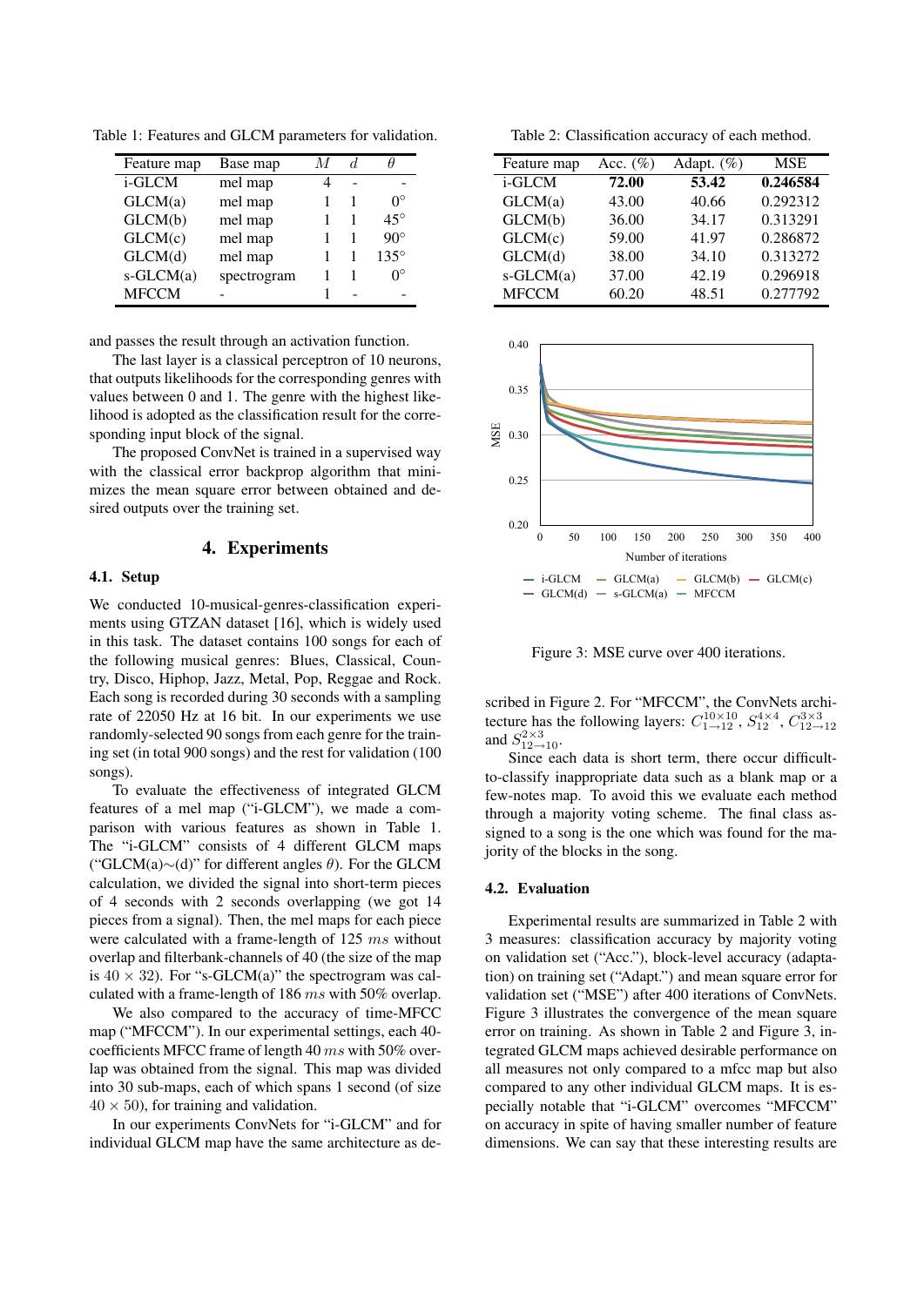Table 1: Features and GLCM parameters for validation.

| Feature map | Base map | $M$ | $d$ | $\theta$ |
|---|---|---|---|---|
| i-GLCM | mel map | 4 | - | - |
| GLCM(a) | mel map | 1 | 1 | 0° |
| GLCM(b) | mel map | 1 | 1 | 45° |
| GLCM(c) | mel map | 1 | 1 | 90° |
| GLCM(d) | mel map | 1 | 1 | 135° |
| s-GLCM(a) | spectrogram | 1 | 1 | 0° |
| MFCCM | - | 1 | - | - |

and passes the result through an activation function.

The last layer is a classical perceptron of 10 neurons, that outputs likelihoods for the corresponding genres with values between 0 and 1. The genre with the highest likelihood is adopted as the classification result for the corresponding input block of the signal.

The proposed ConvNet is trained in a supervised way with the classical error backprop algorithm that minimizes the mean square error between obtained and desired outputs over the training set.

## 4. Experiments

### 4.1. Setup

We conducted 10-musical-genres-classification experiments using GTZAN dataset [16], which is widely used in this task. The dataset contains 100 songs for each of the following musical genres: Blues, Classical, Country, Disco, Hiphop, Jazz, Metal, Pop, Reggae and Rock. Each song is recorded during 30 seconds with a sampling rate of 22050 Hz at 16 bit. In our experiments we use randomly-selected 90 songs from each genre for the training set (in total 900 songs) and the rest for validation (100 songs).

To evaluate the effectiveness of integrated GLCM features of a mel map ("i-GLCM"), we made a comparison with various features as shown in Table 1. The "i-GLCM" consists of 4 different GLCM maps ("GLCM(a)∼(d)" for different angles $\theta$). For the GLCM calculation, we divided the signal into short-term pieces of 4 seconds with 2 seconds overlapping (we got 14 pieces from a signal). Then, the mel maps for each piece were calculated with a frame-length of 125 $ms$ without overlap and filterbank-channels of 40 (the size of the map is $40 \times 32$). For "s-GLCM(a)" the spectrogram was calculated with a frame-length of 186 $ms$ with 50% overlap.

We also compared to the accuracy of time-MFCC map ("MFCCM"). In our experimental settings, each 40-coefficients MFCC frame of length 40 $ms$ with 50% overlap was obtained from the signal. This map was divided into 30 sub-maps, each of which spans 1 second (of size $40 \times 50$), for training and validation.

In our experiments ConvNets for "i-GLCM" and for individual GLCM map have the same architecture as described in Figure 2. For "MFCCM", the ConvNets architecture has the following layers: $C^{10\times10}_{1\to12}$, $S^{4\times4}_{12}$, $C^{3\times3}_{12\to12}$ and $S^{2\times3}_{12\to10}$.

Table 2: Classification accuracy of each method.

| Feature map | Acc. (%) | Adapt. (%) | MSE |
|---|---|---|---|
| i-GLCM | **72.00** | **53.42** | **0.246584** |
| GLCM(a) | 43.00 | 40.66 | 0.292312 |
| GLCM(b) | 36.00 | 34.17 | 0.313291 |
| GLCM(c) | 59.00 | 41.97 | 0.286872 |
| GLCM(d) | 38.00 | 34.10 | 0.313272 |
| s-GLCM(a) | 37.00 | 42.19 | 0.296918 |
| MFCCM | 60.20 | 48.51 | 0.277792 |

Figure 3: MSE curve over 400 iterations.

Since each data is short term, there occur difficult-to-classify inappropriate data such as a blank map or a few-notes map. To avoid this we evaluate each method through a majority voting scheme. The final class assigned to a song is the one which was found for the majority of the blocks in the song.

### 4.2. Evaluation

Experimental results are summarized in Table 2 with 3 measures: classification accuracy by majority voting on validation set ("Acc."), block-level accuracy (adaptation) on training set ("Adapt.") and mean square error for validation set ("MSE") after 400 iterations of ConvNets. Figure 3 illustrates the convergence of the mean square error on training. As shown in Table 2 and Figure 3, integrated GLCM maps achieved desirable performance on all measures not only compared to a mfcc map but also compared to any other individual GLCM maps. It is especially notable that "i-GLCM" overcomes "MFCCM" on accuracy in spite of having smaller number of feature dimensions. We can say that these interesting results are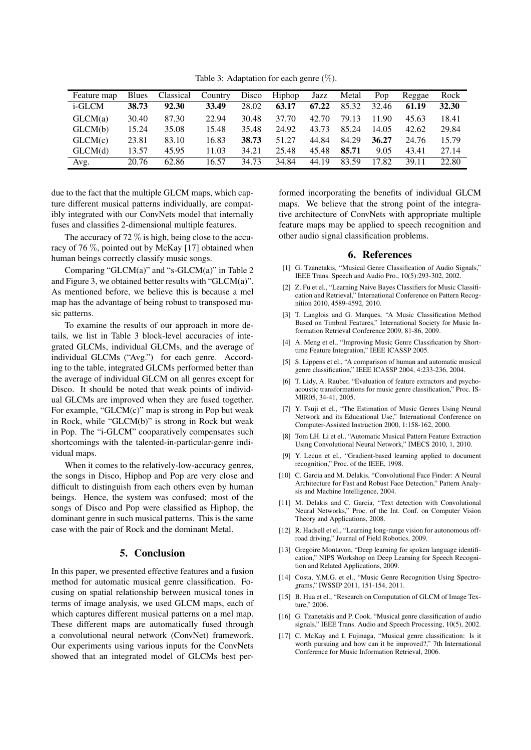Table 3: Adaptation for each genre (%).

| Feature map | Blues | Classical | Country | Disco | Hiphop | Jazz | Metal | Pop | Reggae | Rock |
|---|---|---|---|---|---|---|---|---|---|---|
| i-GLCM | **38.73** | **92.30** | **33.49** | 28.02 | **63.17** | **67.22** | 85.32 | 32.46 | **61.19** | **32.30** |
| GLCM(a) | 30.40 | 87.30 | 22.94 | 30.48 | 37.70 | 42.70 | 79.13 | 11.90 | 45.63 | 18.41 |
| GLCM(b) | 15.24 | 35.08 | 15.48 | 35.48 | 24.92 | 43.73 | 85.24 | 14.05 | 42.62 | 29.84 |
| GLCM(c) | 23.81 | 83.10 | 16.83 | **38.73** | 51.27 | 44.84 | 84.29 | **36.27** | 24.76 | 15.79 |
| GLCM(d) | 13.57 | 45.95 | 11.03 | 34.21 | 25.48 | 45.48 | **85.71** | 9.05 | 43.41 | 27.14 |
| Avg. | 20.76 | 62.86 | 16.57 | 34.73 | 34.84 | 44.19 | 83.59 | 17.82 | 39.11 | 22.80 |

due to the fact that the multiple GLCM maps, which capture different musical patterns individually, are compatibly integrated with our ConvNets model that internally fuses and classifies 2-dimensional multiple features.

The accuracy of 72 % is high, being close to the accuracy of 76 %, pointed out by McKay [17] obtained when human beings correctly classify music songs.

Comparing "GLCM(a)" and "s-GLCM(a)" in Table 2 and Figure 3, we obtained better results with "GLCM(a)". As mentioned before, we believe this is because a mel map has the advantage of being robust to transposed music patterns.

To examine the results of our approach in more details, we list in Table 3 block-level accuracies of integrated GLCMs, individual GLCMs, and the average of individual GLCMs ("Avg.") for each genre. According to the table, integrated GLCMs performed better than the average of individual GLCM on all genres except for Disco. It should be noted that weak points of individual GLCMs are improved when they are fused together. For example, "GLCM(c)" map is strong in Pop but weak in Rock, while "GLCM(b)" is strong in Rock but weak in Pop. The "i-GLCM" cooparatively compensates such shortcomings with the talented-in-particular-genre individual maps.

When it comes to the relatively-low-accuracy genres, the songs in Disco, Hiphop and Pop are very close and difficult to distinguish from each others even by human beings. Hence, the system was confused; most of the songs of Disco and Pop were classified as Hiphop, the dominant genre in such musical patterns. This is the same case with the pair of Rock and the dominant Metal.

## 5. Conclusion

In this paper, we presented effective features and a fusion method for automatic musical genre classification. Focusing on spatial relationship between musical tones in terms of image analysis, we used GLCM maps, each of which captures different musical patterns on a mel map. These different maps are automatically fused through a convolutional neural network (ConvNet) framework. Our experiments using various inputs for the ConvNets showed that an integrated model of GLCMs best performed incorporating the benefits of individual GLCM maps. We believe that the strong point of the integrative architecture of ConvNets with appropriate multiple feature maps may be applied to speech recognition and other audio signal classification problems.

## 6. References

[1] G. Tzanetakis, "Musical Genre Classification of Audio Signals," IEEE Trans. Speech and Audio Pro., 10(5):293-302, 2002.

[2] Z. Fu et el., "Learning Naive Bayes Classifiers for Music Classification and Retrieval," International Conference on Pattern Recognition 2010, 4589-4592, 2010.

[3] T. Langlois and G. Marques, "A Music Classification Method Based on Timbral Features," International Society for Music Information Retrieval Conference 2009, 81-86, 2009.

[4] A. Meng et el., "Improving Music Genre Classification by Short-time Feature Integration," IEEE ICASSP 2005.

[5] S. Lippens et el., "A comparison of human and automatic musical genre classification," IEEE ICASSP 2004, 4:233-236, 2004.

[6] T. Lidy, A. Rauber, "Evaluation of feature extractors and psycho-acoustic transformations for music genre classification," Proc. ISMIR05, 34-41, 2005.

[7] Y. Tsuji et el., "The Estimation of Music Genres Using Neural Network and its Educational Use," International Conference on Computer-Assisted Instruction 2000, 1:158-162, 2000.

[8] Tom LH. Li et el., "Automatic Musical Pattern Feature Extraction Using Convolutional Neural Network," IMECS 2010, 1, 2010.

[9] Y. Lecun et el., "Gradient-based learning applied to document recognition," Proc. of the IEEE, 1998.

[10] C. Garcia and M. Delakis, "Convolutional Face Finder: A Neural Architecture for Fast and Robust Face Detection," Pattern Analysis and Machine Intelligence, 2004.

[11] M. Delakis and C. Garcia, "Text detection with Convolutional Neural Networks," Proc. of the Int. Conf. on Computer Vision Theory and Applications, 2008.

[12] R. Hadsell et el., "Learning long-range vision for autonomous off-road driving," Journal of Field Robotics, 2009.

[13] Gregoire Montavon, "Deep learning for spoken language identification," NIPS Workshop on Deep Learning for Speech Recognition and Related Applications, 2009.

[14] Costa, Y.M.G. et el., "Music Genre Recognition Using Spectrograms," IWSSIP 2011, 151-154, 2011.

[15] B. Hua et el., "Research on Computation of GLCM of Image Texture," 2006.

[16] G. Tzanetakis and P. Cook, "Musical genre classification of audio signals," IEEE Trans. Audio and Speech Processing, 10(5), 2002.

[17] C. McKay and I. Fujinaga, "Musical genre classification: Is it worth pursuing and how can it be improved?," 7th International Conference for Music Information Retrieval, 2006.